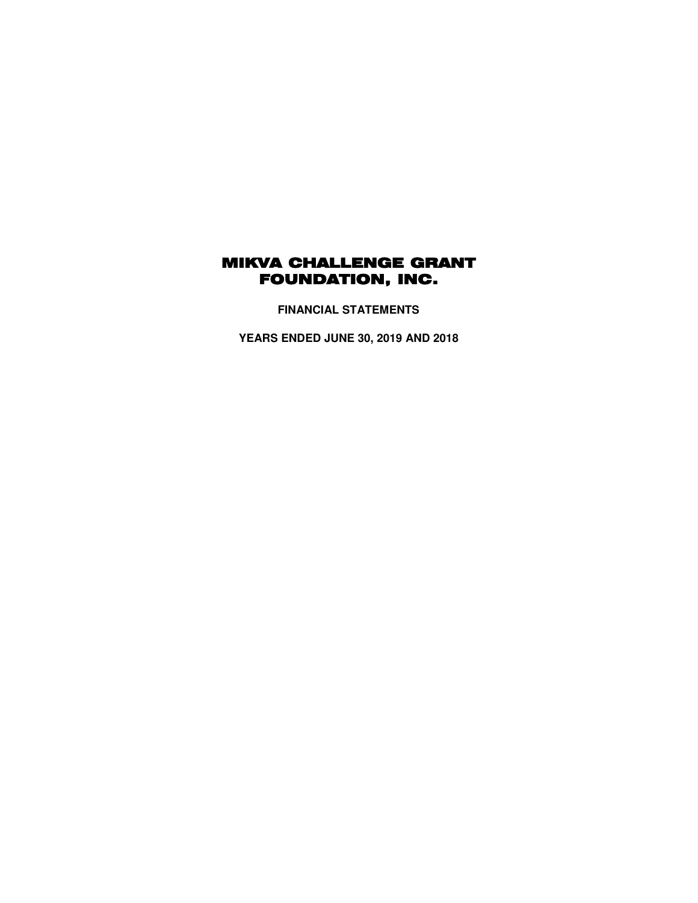# MIKVA CHALLENGE GRANT FOUNDATION, INC.

**FINANCIAL STATEMENTS**

**YEARS ENDED JUNE 30, 2019 AND 2018**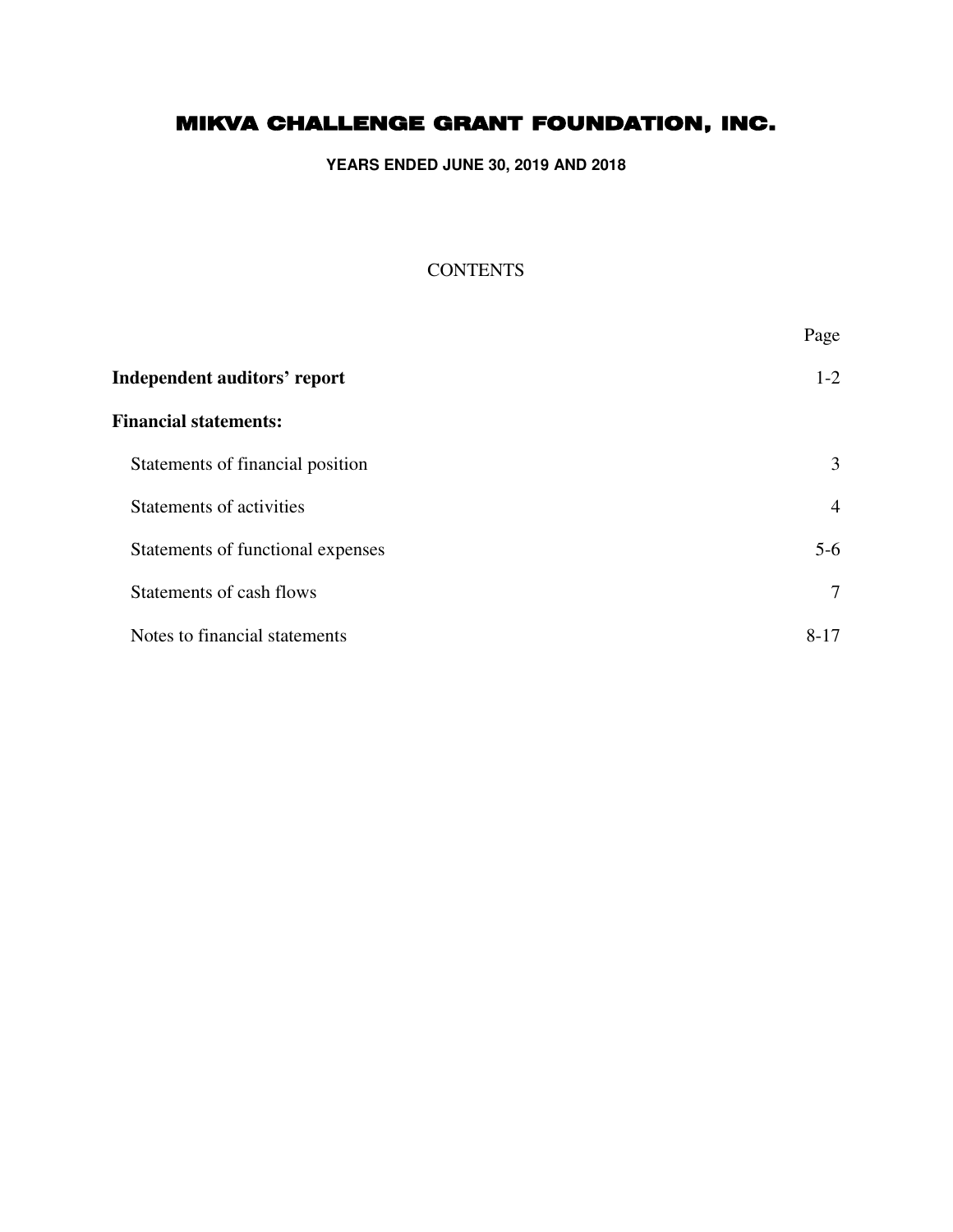# MIKVA CHALLENGE GRANT FOUNDATION, INC.

**YEARS ENDED JUNE 30, 2019 AND 2018**

## CONTENTS

| | Page |
|---|---|
| **Independent auditors' report** | 1-2 |
| **Financial statements:** | |
| Statements of financial position | 3 |
| Statements of activities | 4 |
| Statements of functional expenses | 5-6 |
| Statements of cash flows | 7 |
| Notes to financial statements | 8-17 |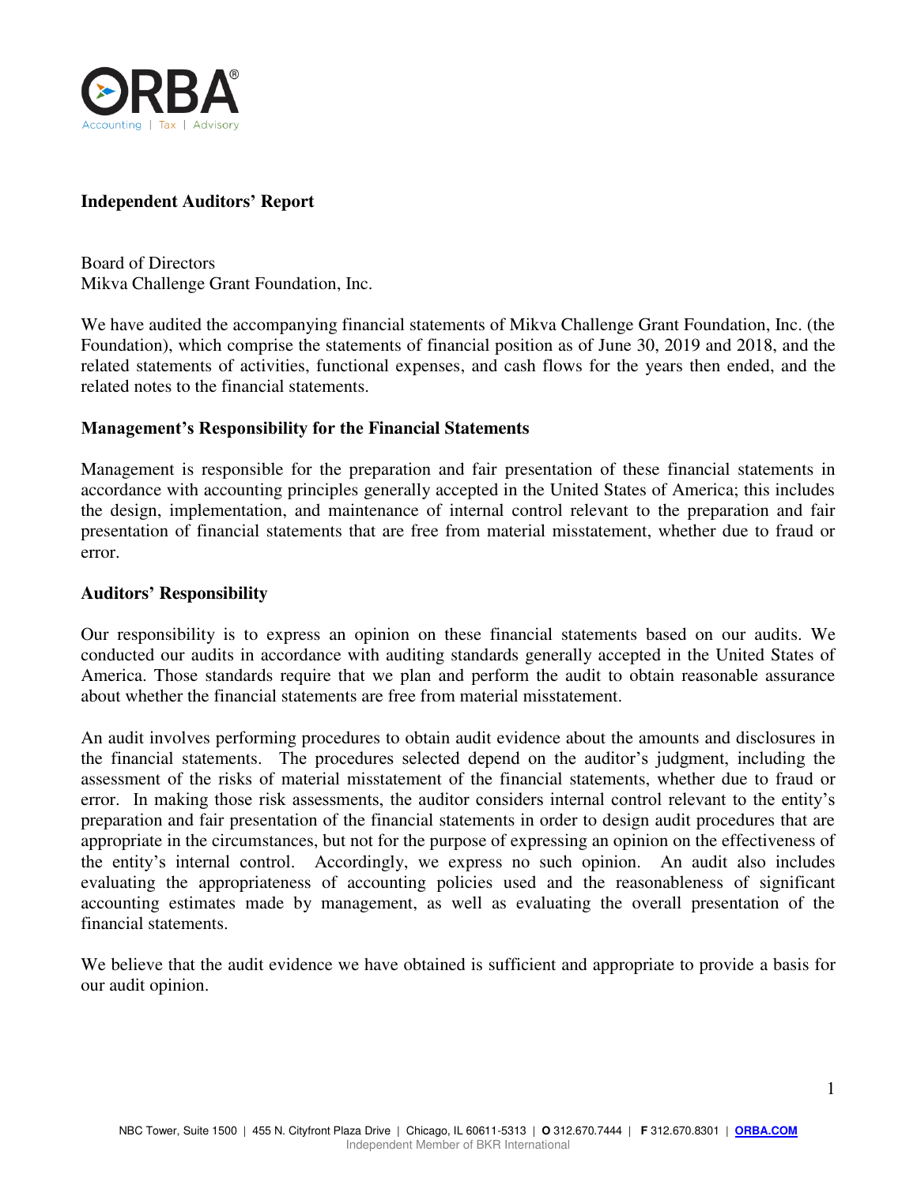## Independent Auditors' Report

Board of Directors
Mikva Challenge Grant Foundation, Inc.

We have audited the accompanying financial statements of Mikva Challenge Grant Foundation, Inc. (the Foundation), which comprise the statements of financial position as of June 30, 2019 and 2018, and the related statements of activities, functional expenses, and cash flows for the years then ended, and the related notes to the financial statements.

### Management's Responsibility for the Financial Statements

Management is responsible for the preparation and fair presentation of these financial statements in accordance with accounting principles generally accepted in the United States of America; this includes the design, implementation, and maintenance of internal control relevant to the preparation and fair presentation of financial statements that are free from material misstatement, whether due to fraud or error.

### Auditors' Responsibility

Our responsibility is to express an opinion on these financial statements based on our audits. We conducted our audits in accordance with auditing standards generally accepted in the United States of America. Those standards require that we plan and perform the audit to obtain reasonable assurance about whether the financial statements are free from material misstatement.

An audit involves performing procedures to obtain audit evidence about the amounts and disclosures in the financial statements. The procedures selected depend on the auditor's judgment, including the assessment of the risks of material misstatement of the financial statements, whether due to fraud or error. In making those risk assessments, the auditor considers internal control relevant to the entity's preparation and fair presentation of the financial statements in order to design audit procedures that are appropriate in the circumstances, but not for the purpose of expressing an opinion on the effectiveness of the entity's internal control. Accordingly, we express no such opinion. An audit also includes evaluating the appropriateness of accounting policies used and the reasonableness of significant accounting estimates made by management, as well as evaluating the overall presentation of the financial statements.

We believe that the audit evidence we have obtained is sufficient and appropriate to provide a basis for our audit opinion.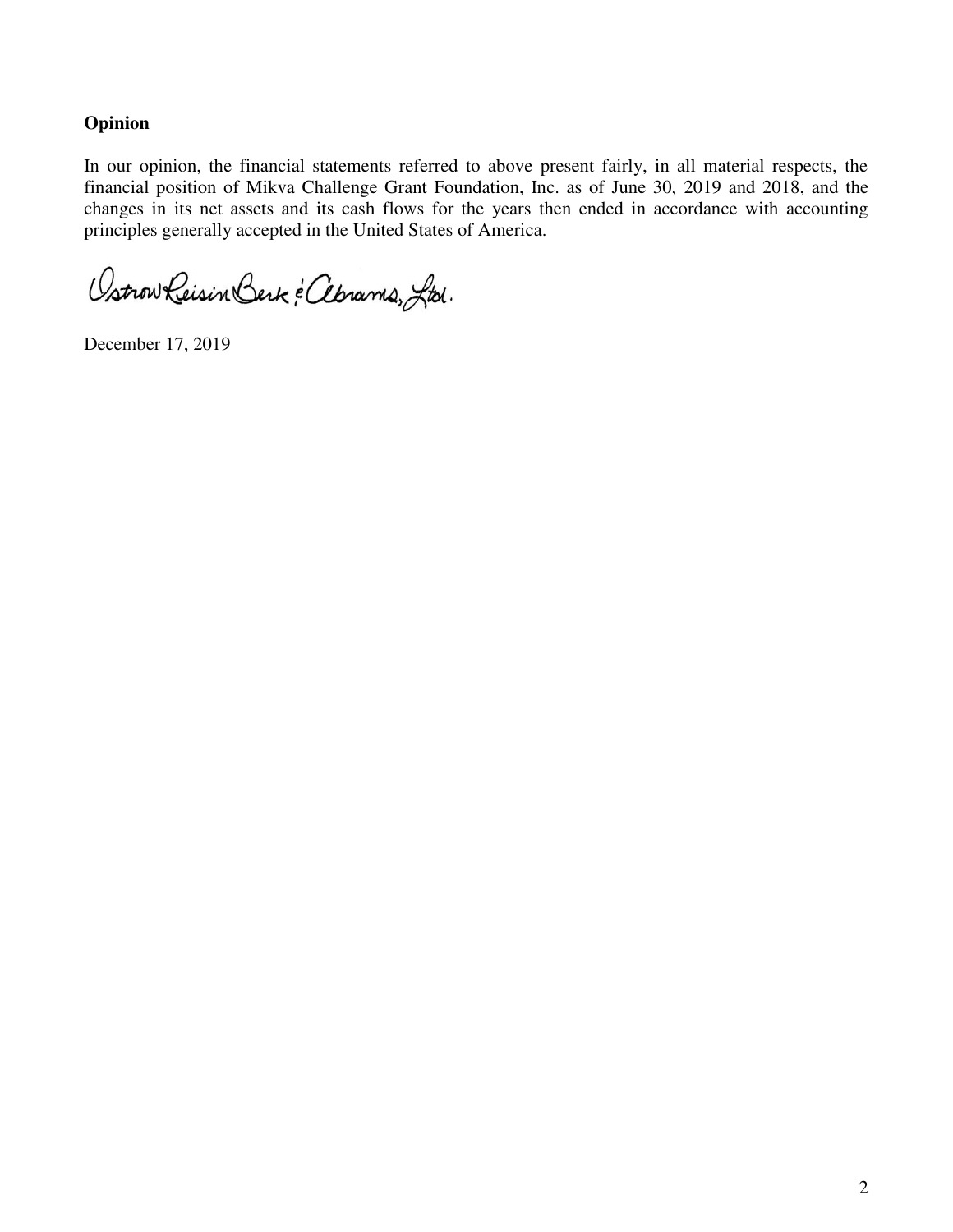**Opinion**

In our opinion, the financial statements referred to above present fairly, in all material respects, the financial position of Mikva Challenge Grant Foundation, Inc. as of June 30, 2019 and 2018, and the changes in its net assets and its cash flows for the years then ended in accordance with accounting principles generally accepted in the United States of America.

Ostrow Reisin Berk & Abrams, Ltd.

December 17, 2019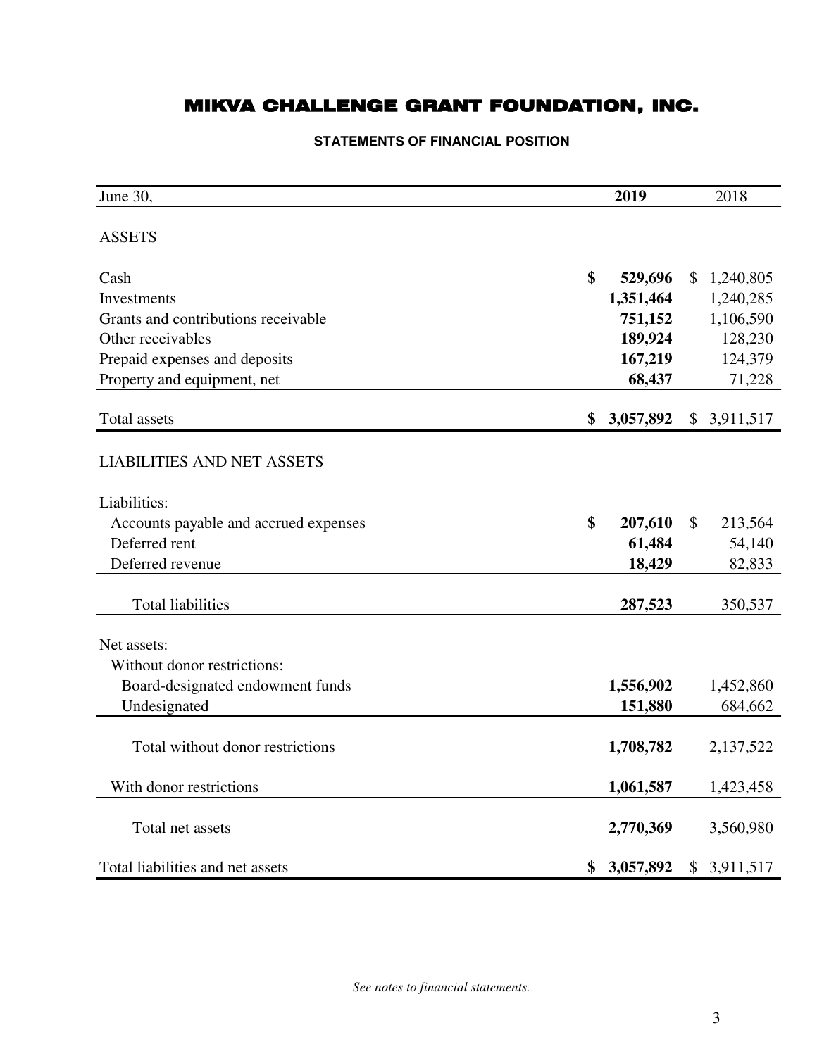# MIKVA CHALLENGE GRANT FOUNDATION, INC.

## STATEMENTS OF FINANCIAL POSITION

| June 30, | **2019** | 2018 |
|---|---|---|
| **ASSETS** | | |
| Cash | **$ 529,696** | $ 1,240,805 |
| Investments | **1,351,464** | 1,240,285 |
| Grants and contributions receivable | **751,152** | 1,106,590 |
| Other receivables | **189,924** | 128,230 |
| Prepaid expenses and deposits | **167,219** | 124,379 |
| Property and equipment, net | **68,437** | 71,228 |
| Total assets | **$ 3,057,892** | $ 3,911,517 |
| **LIABILITIES AND NET ASSETS** | | |
| Liabilities: | | |
| Accounts payable and accrued expenses | **$ 207,610** | $ 213,564 |
| Deferred rent | **61,484** | 54,140 |
| Deferred revenue | **18,429** | 82,833 |
| Total liabilities | **287,523** | 350,537 |
| Net assets: | | |
| Without donor restrictions: | | |
| Board-designated endowment funds | **1,556,902** | 1,452,860 |
| Undesignated | **151,880** | 684,662 |
| Total without donor restrictions | **1,708,782** | 2,137,522 |
| With donor restrictions | **1,061,587** | 1,423,458 |
| Total net assets | **2,770,369** | 3,560,980 |
| Total liabilities and net assets | **$ 3,057,892** | $ 3,911,517 |

*See notes to financial statements.*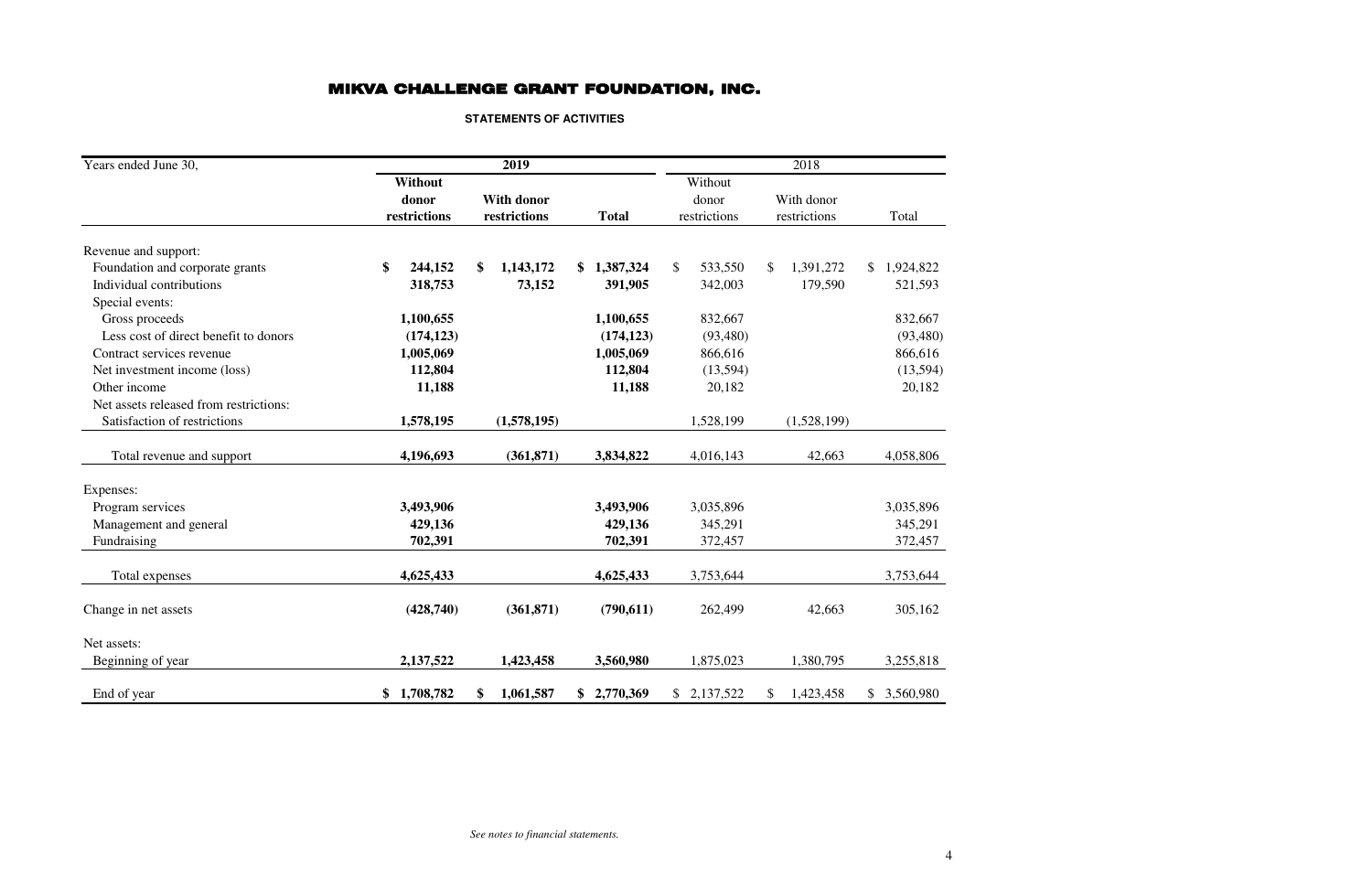# MIKVA CHALLENGE GRANT FOUNDATION, INC.

## STATEMENTS OF ACTIVITIES

| Years ended June 30, | 2019 | | | 2018 | | |
|---|---|---|---|---|---|---|
| | **Without donor restrictions** | **With donor restrictions** | **Total** | Without donor restrictions | With donor restrictions | Total |
| Revenue and support: | | | | | | |
| Foundation and corporate grants | **$ 244,152** | **$ 1,143,172** | **$ 1,387,324** | $ 533,550 | $ 1,391,272 | $ 1,924,822 |
| Individual contributions | **318,753** | **73,152** | **391,905** | 342,003 | 179,590 | 521,593 |
| Special events: | | | | | | |
| Gross proceeds | **1,100,655** | | **1,100,655** | 832,667 | | 832,667 |
| Less cost of direct benefit to donors | **(174,123)** | | **(174,123)** | (93,480) | | (93,480) |
| Contract services revenue | **1,005,069** | | **1,005,069** | 866,616 | | 866,616 |
| Net investment income (loss) | **112,804** | | **112,804** | (13,594) | | (13,594) |
| Other income | **11,188** | | **11,188** | 20,182 | | 20,182 |
| Net assets released from restrictions: | | | | | | |
| Satisfaction of restrictions | **1,578,195** | **(1,578,195)** | | 1,528,199 | (1,528,199) | |
| Total revenue and support | **4,196,693** | **(361,871)** | **3,834,822** | 4,016,143 | 42,663 | 4,058,806 |
| Expenses: | | | | | | |
| Program services | **3,493,906** | | **3,493,906** | 3,035,896 | | 3,035,896 |
| Management and general | **429,136** | | **429,136** | 345,291 | | 345,291 |
| Fundraising | **702,391** | | **702,391** | 372,457 | | 372,457 |
| Total expenses | **4,625,433** | | **4,625,433** | 3,753,644 | | 3,753,644 |
| Change in net assets | **(428,740)** | **(361,871)** | **(790,611)** | 262,499 | 42,663 | 305,162 |
| Net assets: | | | | | | |
| Beginning of year | **2,137,522** | **1,423,458** | **3,560,980** | 1,875,023 | 1,380,795 | 3,255,818 |
| End of year | **$ 1,708,782** | **$ 1,061,587** | **$ 2,770,369** | $ 2,137,522 | $ 1,423,458 | $ 3,560,980 |

*See notes to financial statements.*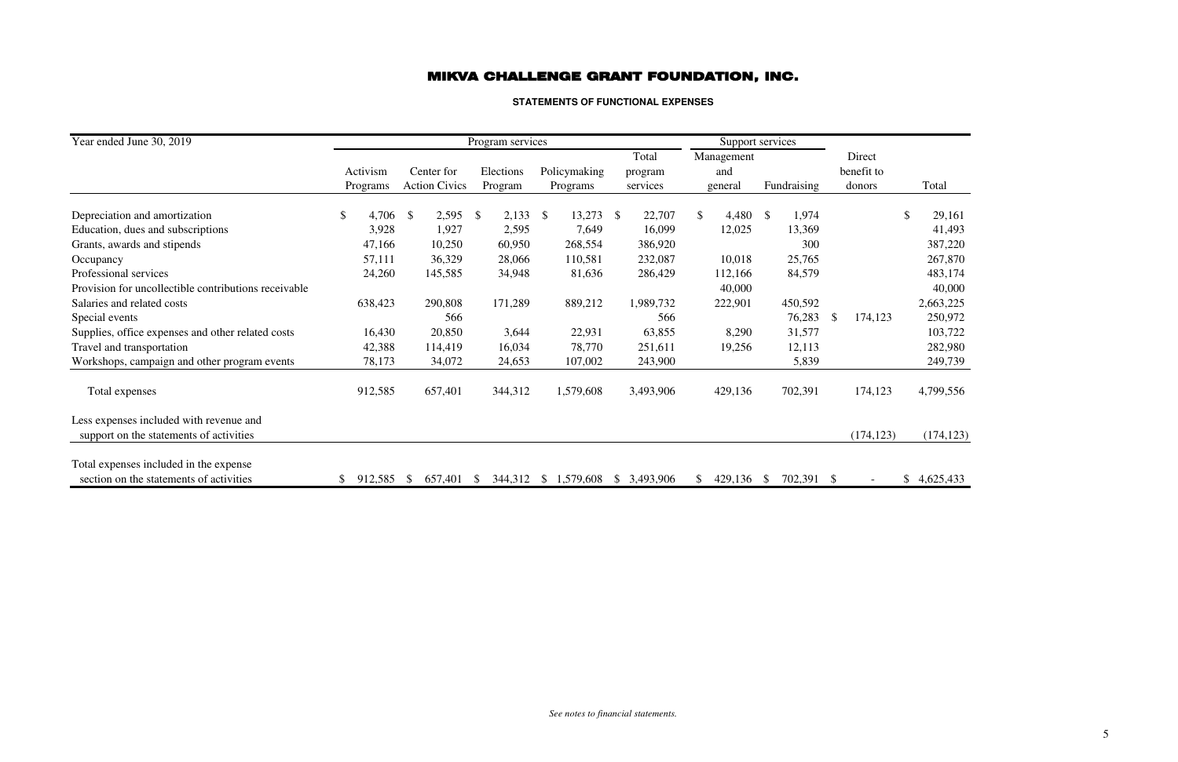# MIKVA CHALLENGE GRANT FOUNDATION, INC.

## STATEMENTS OF FUNCTIONAL EXPENSES

| Year ended June 30, 2019 | Program services | | | | | Support services | | | |
|---|---|---|---|---|---|---|---|---|---|
| | Activism Programs | Center for Action Civics | Elections Program | Policymaking Programs | Total program services | Management and general | Fundraising | Direct benefit to donors | Total |
| Depreciation and amortization | $ 4,706 | $ 2,595 | $ 2,133 | $ 13,273 | $ 22,707 | $ 4,480 | $ 1,974 | | $ 29,161 |
| Education, dues and subscriptions | 3,928 | 1,927 | 2,595 | 7,649 | 16,099 | 12,025 | 13,369 | | 41,493 |
| Grants, awards and stipends | 47,166 | 10,250 | 60,950 | 268,554 | 386,920 | | 300 | | 387,220 |
| Occupancy | 57,111 | 36,329 | 28,066 | 110,581 | 232,087 | 10,018 | 25,765 | | 267,870 |
| Professional services | 24,260 | 145,585 | 34,948 | 81,636 | 286,429 | 112,166 | 84,579 | | 483,174 |
| Provision for uncollectible contributions receivable | | | | | | 40,000 | | | 40,000 |
| Salaries and related costs | 638,423 | 290,808 | 171,289 | 889,212 | 1,989,732 | 222,901 | 450,592 | | 2,663,225 |
| Special events | | 566 | | | 566 | | 76,283 | $ 174,123 | 250,972 |
| Supplies, office expenses and other related costs | 16,430 | 20,850 | 3,644 | 22,931 | 63,855 | 8,290 | 31,577 | | 103,722 |
| Travel and transportation | 42,388 | 114,419 | 16,034 | 78,770 | 251,611 | 19,256 | 12,113 | | 282,980 |
| Workshops, campaign and other program events | 78,173 | 34,072 | 24,653 | 107,002 | 243,900 | | 5,839 | | 249,739 |
| Total expenses | 912,585 | 657,401 | 344,312 | 1,579,608 | 3,493,906 | 429,136 | 702,391 | 174,123 | 4,799,556 |
| Less expenses included with revenue and support on the statements of activities | | | | | | | | (174,123) | (174,123) |
| Total expenses included in the expense section on the statements of activities | $ 912,585 | $ 657,401 | $ 344,312 | $ 1,579,608 | $ 3,493,906 | $ 429,136 | $ 702,391 | $ - | $ 4,625,433 |

*See notes to financial statements.*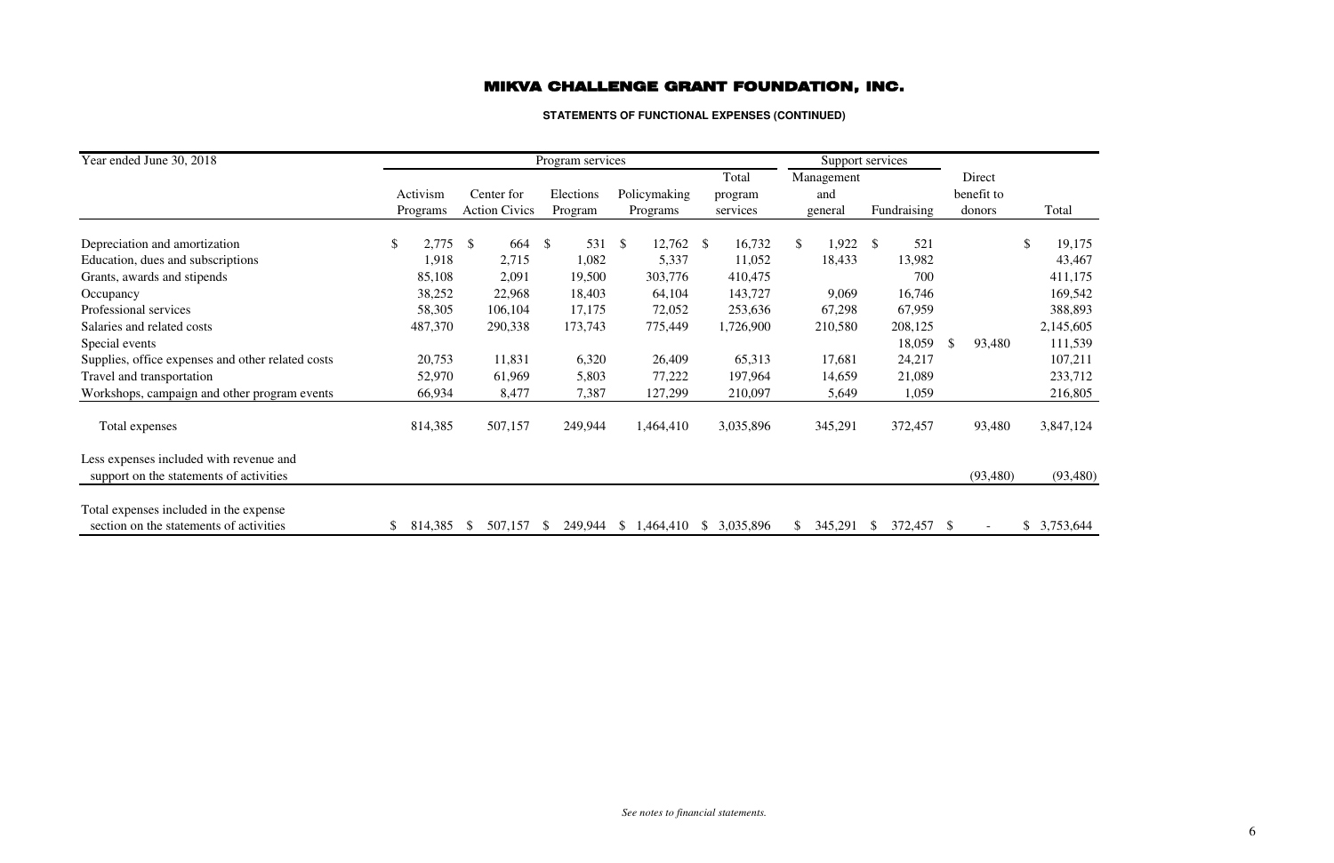# MIKVA CHALLENGE GRANT FOUNDATION, INC.

**STATEMENTS OF FUNCTIONAL EXPENSES (CONTINUED)**

| Year ended June 30, 2018 | Program services | | | | | Support services | | | |
|---|---|---|---|---|---|---|---|---|---|
| | Activism Programs | Center for Action Civics | Elections Program | Policymaking Programs | Total program services | Management and general | Fundraising | Direct benefit to donors | Total |
| Depreciation and amortization | $ 2,775 | $ 664 | $ 531 | $ 12,762 | $ 16,732 | $ 1,922 | $ 521 | | $ 19,175 |
| Education, dues and subscriptions | 1,918 | 2,715 | 1,082 | 5,337 | 11,052 | 18,433 | 13,982 | | 43,467 |
| Grants, awards and stipends | 85,108 | 2,091 | 19,500 | 303,776 | 410,475 | | 700 | | 411,175 |
| Occupancy | 38,252 | 22,968 | 18,403 | 64,104 | 143,727 | 9,069 | 16,746 | | 169,542 |
| Professional services | 58,305 | 106,104 | 17,175 | 72,052 | 253,636 | 67,298 | 67,959 | | 388,893 |
| Salaries and related costs | 487,370 | 290,338 | 173,743 | 775,449 | 1,726,900 | 210,580 | 208,125 | | 2,145,605 |
| Special events | | | | | | | 18,059 | $ 93,480 | 111,539 |
| Supplies, office expenses and other related costs | 20,753 | 11,831 | 6,320 | 26,409 | 65,313 | 17,681 | 24,217 | | 107,211 |
| Travel and transportation | 52,970 | 61,969 | 5,803 | 77,222 | 197,964 | 14,659 | 21,089 | | 233,712 |
| Workshops, campaign and other program events | 66,934 | 8,477 | 7,387 | 127,299 | 210,097 | 5,649 | 1,059 | | 216,805 |
| Total expenses | 814,385 | 507,157 | 249,944 | 1,464,410 | 3,035,896 | 345,291 | 372,457 | 93,480 | 3,847,124 |
| Less expenses included with revenue and support on the statements of activities | | | | | | | | (93,480) | (93,480) |
| Total expenses included in the expense section on the statements of activities | $ 814,385 | $ 507,157 | $ 249,944 | $ 1,464,410 | $ 3,035,896 | $ 345,291 | $ 372,457 | $ - | $ 3,753,644 |

*See notes to financial statements.*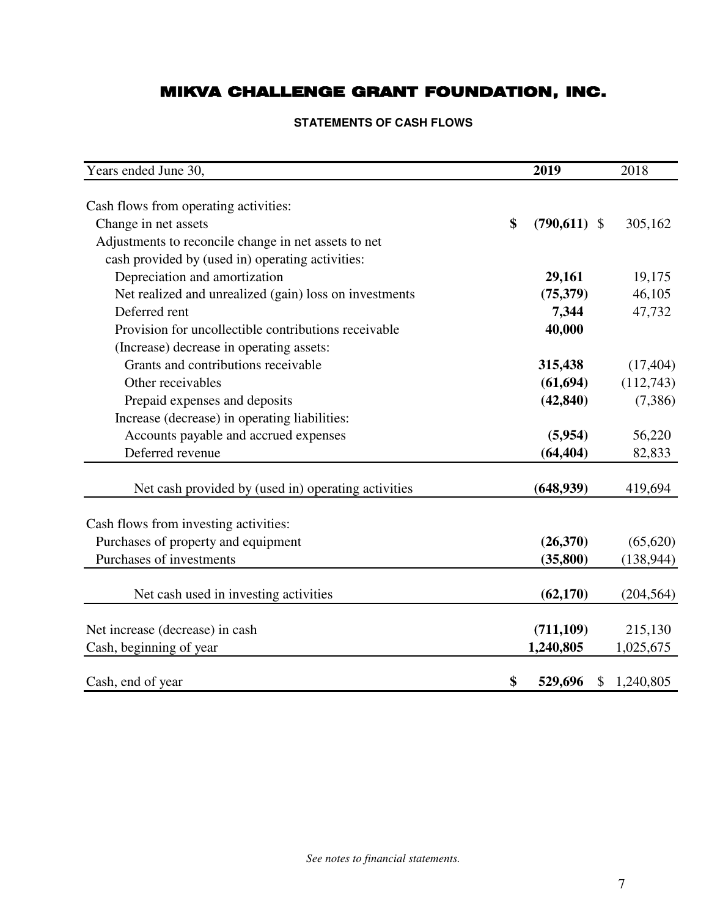# MIKVA CHALLENGE GRANT FOUNDATION, INC.

## STATEMENTS OF CASH FLOWS

| Years ended June 30, | 2019 | 2018 |
|---|---|---|
| Cash flows from operating activities: | | |
| Change in net assets | $ (790,611) | $ 305,162 |
| Adjustments to reconcile change in net assets to net cash provided by (used in) operating activities: | | |
| Depreciation and amortization | 29,161 | 19,175 |
| Net realized and unrealized (gain) loss on investments | (75,379) | 46,105 |
| Deferred rent | 7,344 | 47,732 |
| Provision for uncollectible contributions receivable | 40,000 | |
| (Increase) decrease in operating assets: | | |
| Grants and contributions receivable | 315,438 | (17,404) |
| Other receivables | (61,694) | (112,743) |
| Prepaid expenses and deposits | (42,840) | (7,386) |
| Increase (decrease) in operating liabilities: | | |
| Accounts payable and accrued expenses | (5,954) | 56,220 |
| Deferred revenue | (64,404) | 82,833 |
| Net cash provided by (used in) operating activities | (648,939) | 419,694 |
| Cash flows from investing activities: | | |
| Purchases of property and equipment | (26,370) | (65,620) |
| Purchases of investments | (35,800) | (138,944) |
| Net cash used in investing activities | (62,170) | (204,564) |
| Net increase (decrease) in cash | (711,109) | 215,130 |
| Cash, beginning of year | 1,240,805 | 1,025,675 |
| Cash, end of year | $ 529,696 | $ 1,240,805 |

*See notes to financial statements.*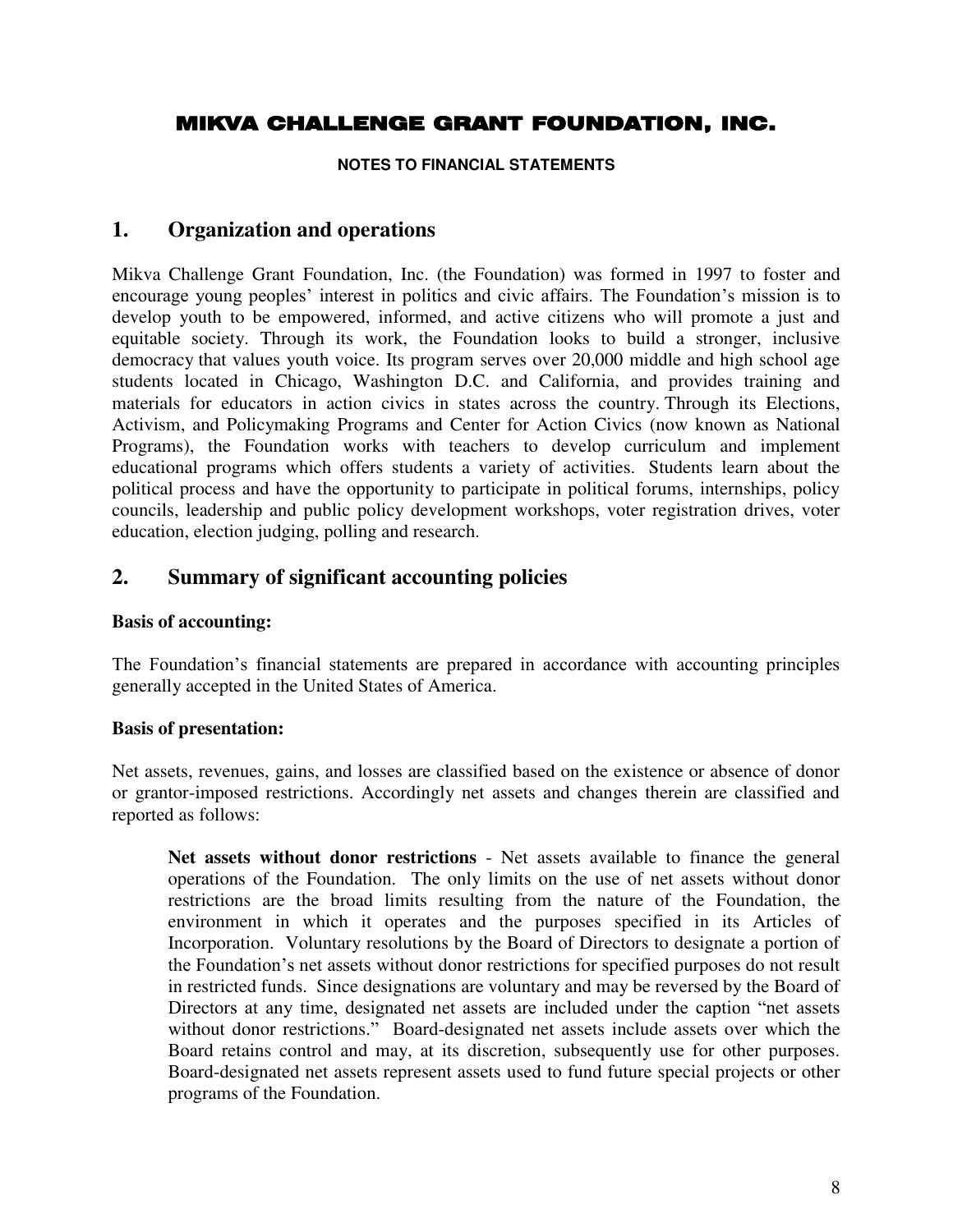# MIKVA CHALLENGE GRANT FOUNDATION, INC.

**NOTES TO FINANCIAL STATEMENTS**

## 1. Organization and operations

Mikva Challenge Grant Foundation, Inc. (the Foundation) was formed in 1997 to foster and encourage young peoples' interest in politics and civic affairs. The Foundation's mission is to develop youth to be empowered, informed, and active citizens who will promote a just and equitable society. Through its work, the Foundation looks to build a stronger, inclusive democracy that values youth voice. Its program serves over 20,000 middle and high school age students located in Chicago, Washington D.C. and California, and provides training and materials for educators in action civics in states across the country. Through its Elections, Activism, and Policymaking Programs and Center for Action Civics (now known as National Programs), the Foundation works with teachers to develop curriculum and implement educational programs which offers students a variety of activities. Students learn about the political process and have the opportunity to participate in political forums, internships, policy councils, leadership and public policy development workshops, voter registration drives, voter education, election judging, polling and research.

## 2. Summary of significant accounting policies

**Basis of accounting:**

The Foundation's financial statements are prepared in accordance with accounting principles generally accepted in the United States of America.

**Basis of presentation:**

Net assets, revenues, gains, and losses are classified based on the existence or absence of donor or grantor-imposed restrictions. Accordingly net assets and changes therein are classified and reported as follows:

> **Net assets without donor restrictions** - Net assets available to finance the general operations of the Foundation. The only limits on the use of net assets without donor restrictions are the broad limits resulting from the nature of the Foundation, the environment in which it operates and the purposes specified in its Articles of Incorporation. Voluntary resolutions by the Board of Directors to designate a portion of the Foundation's net assets without donor restrictions for specified purposes do not result in restricted funds. Since designations are voluntary and may be reversed by the Board of Directors at any time, designated net assets are included under the caption "net assets without donor restrictions." Board-designated net assets include assets over which the Board retains control and may, at its discretion, subsequently use for other purposes. Board-designated net assets represent assets used to fund future special projects or other programs of the Foundation.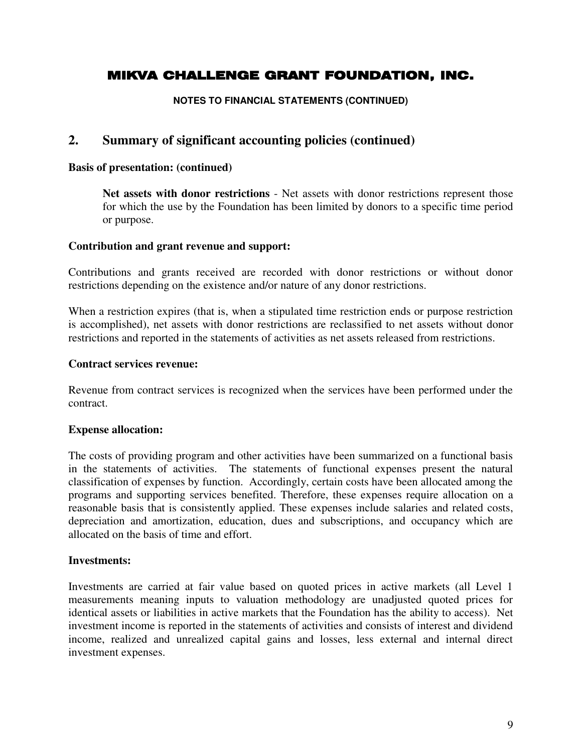# MIKVA CHALLENGE GRANT FOUNDATION, INC.

**NOTES TO FINANCIAL STATEMENTS (CONTINUED)**

## 2. Summary of significant accounting policies (continued)

**Basis of presentation: (continued)**

**Net assets with donor restrictions** - Net assets with donor restrictions represent those for which the use by the Foundation has been limited by donors to a specific time period or purpose.

**Contribution and grant revenue and support:**

Contributions and grants received are recorded with donor restrictions or without donor restrictions depending on the existence and/or nature of any donor restrictions.

When a restriction expires (that is, when a stipulated time restriction ends or purpose restriction is accomplished), net assets with donor restrictions are reclassified to net assets without donor restrictions and reported in the statements of activities as net assets released from restrictions.

**Contract services revenue:**

Revenue from contract services is recognized when the services have been performed under the contract.

**Expense allocation:**

The costs of providing program and other activities have been summarized on a functional basis in the statements of activities. The statements of functional expenses present the natural classification of expenses by function. Accordingly, certain costs have been allocated among the programs and supporting services benefited. Therefore, these expenses require allocation on a reasonable basis that is consistently applied. These expenses include salaries and related costs, depreciation and amortization, education, dues and subscriptions, and occupancy which are allocated on the basis of time and effort.

**Investments:**

Investments are carried at fair value based on quoted prices in active markets (all Level 1 measurements meaning inputs to valuation methodology are unadjusted quoted prices for identical assets or liabilities in active markets that the Foundation has the ability to access). Net investment income is reported in the statements of activities and consists of interest and dividend income, realized and unrealized capital gains and losses, less external and internal direct investment expenses.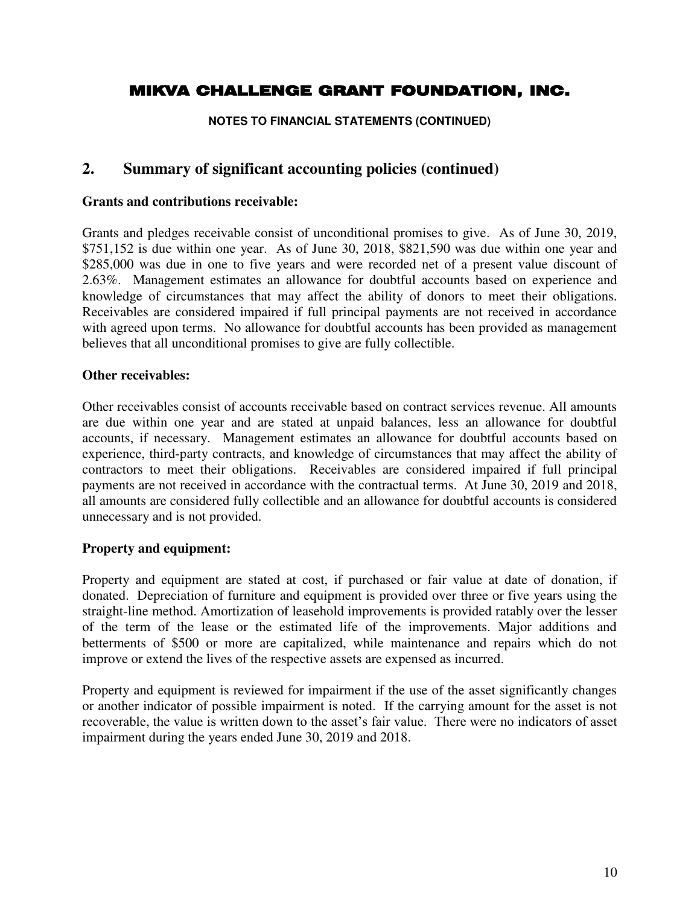# MIKVA CHALLENGE GRANT FOUNDATION, INC.

**NOTES TO FINANCIAL STATEMENTS (CONTINUED)**

## 2. Summary of significant accounting policies (continued)

**Grants and contributions receivable:**

Grants and pledges receivable consist of unconditional promises to give. As of June 30, 2019, $751,152 is due within one year. As of June 30, 2018, $821,590 was due within one year and $285,000 was due in one to five years and were recorded net of a present value discount of 2.63%. Management estimates an allowance for doubtful accounts based on experience and knowledge of circumstances that may affect the ability of donors to meet their obligations. Receivables are considered impaired if full principal payments are not received in accordance with agreed upon terms. No allowance for doubtful accounts has been provided as management believes that all unconditional promises to give are fully collectible.

**Other receivables:**

Other receivables consist of accounts receivable based on contract services revenue. All amounts are due within one year and are stated at unpaid balances, less an allowance for doubtful accounts, if necessary. Management estimates an allowance for doubtful accounts based on experience, third-party contracts, and knowledge of circumstances that may affect the ability of contractors to meet their obligations. Receivables are considered impaired if full principal payments are not received in accordance with the contractual terms. At June 30, 2019 and 2018, all amounts are considered fully collectible and an allowance for doubtful accounts is considered unnecessary and is not provided.

**Property and equipment:**

Property and equipment are stated at cost, if purchased or fair value at date of donation, if donated. Depreciation of furniture and equipment is provided over three or five years using the straight-line method. Amortization of leasehold improvements is provided ratably over the lesser of the term of the lease or the estimated life of the improvements. Major additions and betterments of $500 or more are capitalized, while maintenance and repairs which do not improve or extend the lives of the respective assets are expensed as incurred.

Property and equipment is reviewed for impairment if the use of the asset significantly changes or another indicator of possible impairment is noted. If the carrying amount for the asset is not recoverable, the value is written down to the asset's fair value. There were no indicators of asset impairment during the years ended June 30, 2019 and 2018.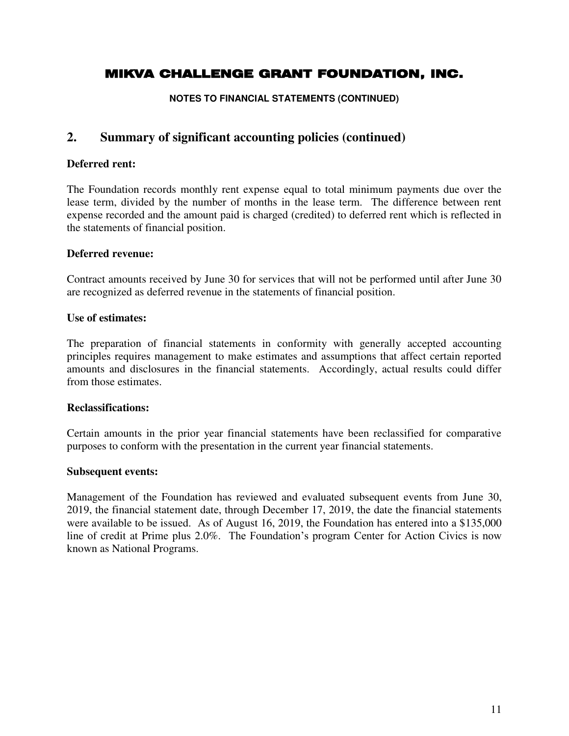# MIKVA CHALLENGE GRANT FOUNDATION, INC.

**NOTES TO FINANCIAL STATEMENTS (CONTINUED)**

## 2. Summary of significant accounting policies (continued)

**Deferred rent:**

The Foundation records monthly rent expense equal to total minimum payments due over the lease term, divided by the number of months in the lease term. The difference between rent expense recorded and the amount paid is charged (credited) to deferred rent which is reflected in the statements of financial position.

**Deferred revenue:**

Contract amounts received by June 30 for services that will not be performed until after June 30 are recognized as deferred revenue in the statements of financial position.

**Use of estimates:**

The preparation of financial statements in conformity with generally accepted accounting principles requires management to make estimates and assumptions that affect certain reported amounts and disclosures in the financial statements. Accordingly, actual results could differ from those estimates.

**Reclassifications:**

Certain amounts in the prior year financial statements have been reclassified for comparative purposes to conform with the presentation in the current year financial statements.

**Subsequent events:**

Management of the Foundation has reviewed and evaluated subsequent events from June 30, 2019, the financial statement date, through December 17, 2019, the date the financial statements were available to be issued. As of August 16, 2019, the Foundation has entered into a $135,000 line of credit at Prime plus 2.0%. The Foundation's program Center for Action Civics is now known as National Programs.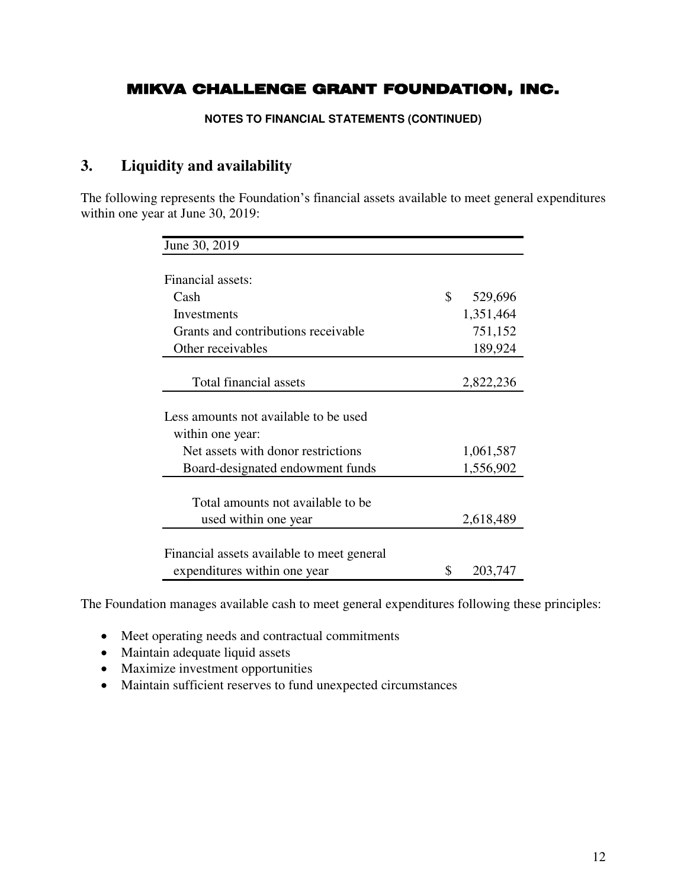# MIKVA CHALLENGE GRANT FOUNDATION, INC.

**NOTES TO FINANCIAL STATEMENTS (CONTINUED)**

## 3. Liquidity and availability

The following represents the Foundation's financial assets available to meet general expenditures within one year at June 30, 2019:

| June 30, 2019 | |
|---|---|
| Financial assets: | |
| Cash | $ 529,696 |
| Investments | 1,351,464 |
| Grants and contributions receivable | 751,152 |
| Other receivables | 189,924 |
| Total financial assets | 2,822,236 |
| Less amounts not available to be used within one year: | |
| Net assets with donor restrictions | 1,061,587 |
| Board-designated endowment funds | 1,556,902 |
| Total amounts not available to be used within one year | 2,618,489 |
| Financial assets available to meet general expenditures within one year | $ 203,747 |

The Foundation manages available cash to meet general expenditures following these principles:

- Meet operating needs and contractual commitments
- Maintain adequate liquid assets
- Maximize investment opportunities
- Maintain sufficient reserves to fund unexpected circumstances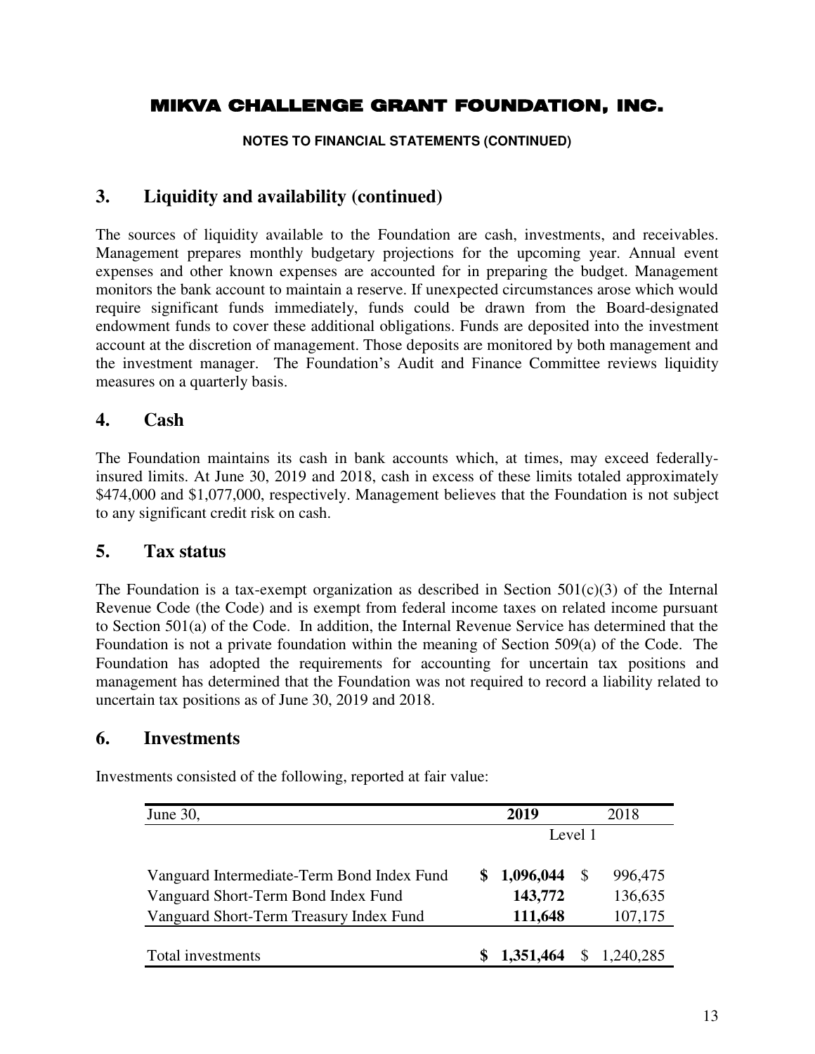# MIKVA CHALLENGE GRANT FOUNDATION, INC.

**NOTES TO FINANCIAL STATEMENTS (CONTINUED)**

## 3. Liquidity and availability (continued)

The sources of liquidity available to the Foundation are cash, investments, and receivables. Management prepares monthly budgetary projections for the upcoming year. Annual event expenses and other known expenses are accounted for in preparing the budget. Management monitors the bank account to maintain a reserve. If unexpected circumstances arose which would require significant funds immediately, funds could be drawn from the Board-designated endowment funds to cover these additional obligations. Funds are deposited into the investment account at the discretion of management. Those deposits are monitored by both management and the investment manager. The Foundation's Audit and Finance Committee reviews liquidity measures on a quarterly basis.

## 4. Cash

The Foundation maintains its cash in bank accounts which, at times, may exceed federally-insured limits. At June 30, 2019 and 2018, cash in excess of these limits totaled approximately $474,000 and $1,077,000, respectively. Management believes that the Foundation is not subject to any significant credit risk on cash.

## 5. Tax status

The Foundation is a tax-exempt organization as described in Section 501(c)(3) of the Internal Revenue Code (the Code) and is exempt from federal income taxes on related income pursuant to Section 501(a) of the Code. In addition, the Internal Revenue Service has determined that the Foundation is not a private foundation within the meaning of Section 509(a) of the Code. The Foundation has adopted the requirements for accounting for uncertain tax positions and management has determined that the Foundation was not required to record a liability related to uncertain tax positions as of June 30, 2019 and 2018.

## 6. Investments

Investments consisted of the following, reported at fair value:

| June 30, | **2019** | 2018 |
|---|---|---|
| | Level 1 | |
| Vanguard Intermediate-Term Bond Index Fund | **$ 1,096,044** | $ 996,475 |
| Vanguard Short-Term Bond Index Fund | **143,772** | 136,635 |
| Vanguard Short-Term Treasury Index Fund | **111,648** | 107,175 |
| Total investments | **$ 1,351,464** | $ 1,240,285 |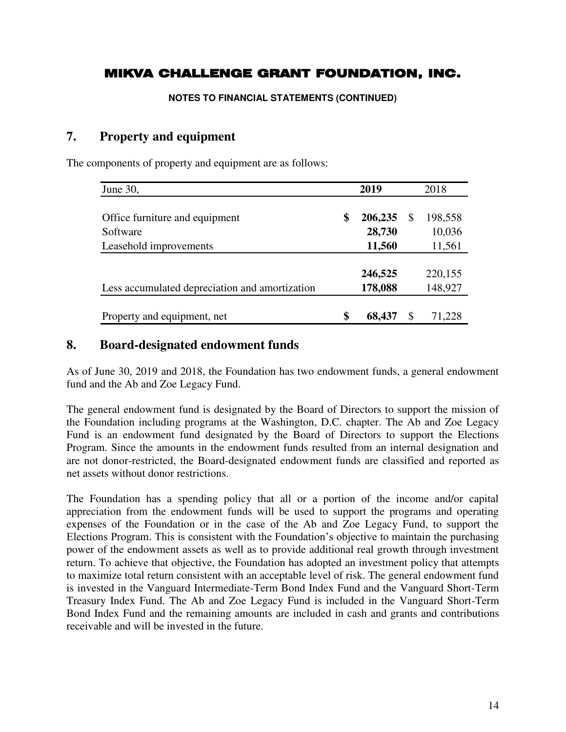# MIKVA CHALLENGE GRANT FOUNDATION, INC.

**NOTES TO FINANCIAL STATEMENTS (CONTINUED)**

## 7. Property and equipment

The components of property and equipment are as follows:

| June 30, | 2019 | 2018 |
|---|---|---|
| Office furniture and equipment | $ 206,235 | $ 198,558 |
| Software | 28,730 | 10,036 |
| Leasehold improvements | 11,560 | 11,561 |
| | 246,525 | 220,155 |
| Less accumulated depreciation and amortization | 178,088 | 148,927 |
| Property and equipment, net | $ 68,437 | $ 71,228 |

## 8. Board-designated endowment funds

As of June 30, 2019 and 2018, the Foundation has two endowment funds, a general endowment fund and the Ab and Zoe Legacy Fund.

The general endowment fund is designated by the Board of Directors to support the mission of the Foundation including programs at the Washington, D.C. chapter. The Ab and Zoe Legacy Fund is an endowment fund designated by the Board of Directors to support the Elections Program. Since the amounts in the endowment funds resulted from an internal designation and are not donor-restricted, the Board-designated endowment funds are classified and reported as net assets without donor restrictions.

The Foundation has a spending policy that all or a portion of the income and/or capital appreciation from the endowment funds will be used to support the programs and operating expenses of the Foundation or in the case of the Ab and Zoe Legacy Fund, to support the Elections Program. This is consistent with the Foundation's objective to maintain the purchasing power of the endowment assets as well as to provide additional real growth through investment return. To achieve that objective, the Foundation has adopted an investment policy that attempts to maximize total return consistent with an acceptable level of risk. The general endowment fund is invested in the Vanguard Intermediate-Term Bond Index Fund and the Vanguard Short-Term Treasury Index Fund. The Ab and Zoe Legacy Fund is included in the Vanguard Short-Term Bond Index Fund and the remaining amounts are included in cash and grants and contributions receivable and will be invested in the future.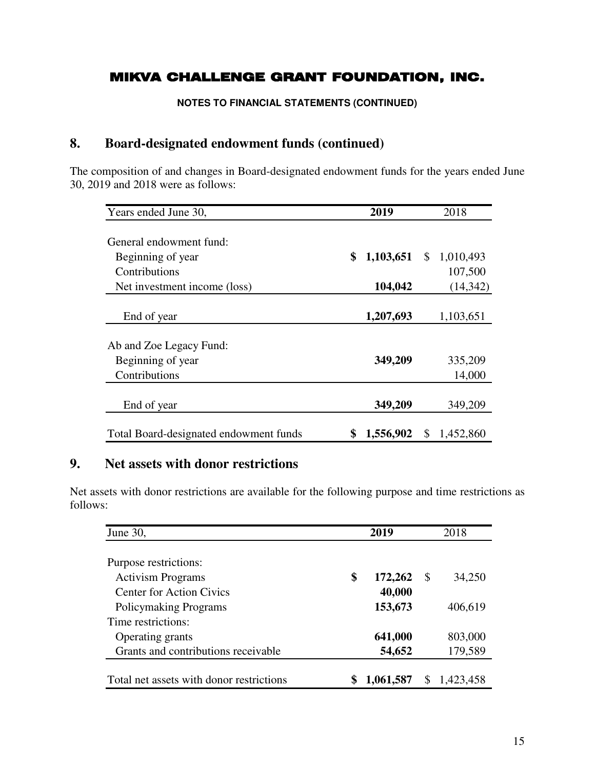# MIKVA CHALLENGE GRANT FOUNDATION, INC.

**NOTES TO FINANCIAL STATEMENTS (CONTINUED)**

## 8. Board-designated endowment funds (continued)

The composition of and changes in Board-designated endowment funds for the years ended June 30, 2019 and 2018 were as follows:

| Years ended June 30, | 2019 | 2018 |
|---|---|---|
| General endowment fund: | | |
| Beginning of year | **$ 1,103,651** | $ 1,010,493 |
| Contributions | | 107,500 |
| Net investment income (loss) | **104,042** | (14,342) |
| End of year | **1,207,693** | 1,103,651 |
| Ab and Zoe Legacy Fund: | | |
| Beginning of year | **349,209** | 335,209 |
| Contributions | | 14,000 |
| End of year | **349,209** | 349,209 |
| Total Board-designated endowment funds | **$ 1,556,902** | $ 1,452,860 |

## 9. Net assets with donor restrictions

Net assets with donor restrictions are available for the following purpose and time restrictions as follows:

| June 30, | 2019 | 2018 |
|---|---|---|
| Purpose restrictions: | | |
| Activism Programs | **$ 172,262** | $ 34,250 |
| Center for Action Civics | **40,000** | |
| Policymaking Programs | **153,673** | 406,619 |
| Time restrictions: | | |
| Operating grants | **641,000** | 803,000 |
| Grants and contributions receivable | **54,652** | 179,589 |
| Total net assets with donor restrictions | **$ 1,061,587** | $ 1,423,458 |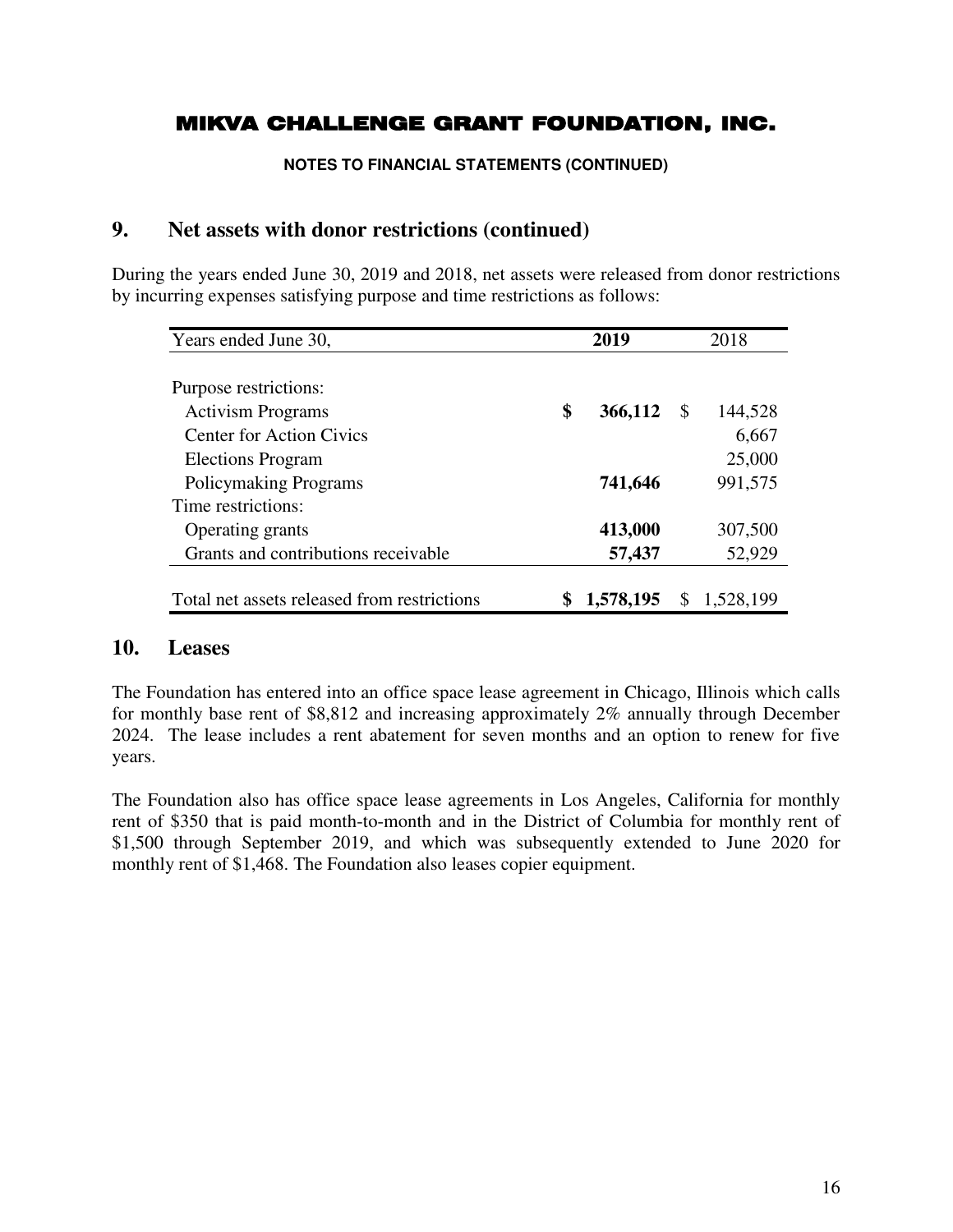# MIKVA CHALLENGE GRANT FOUNDATION, INC.

**NOTES TO FINANCIAL STATEMENTS (CONTINUED)**

## 9. Net assets with donor restrictions (continued)

During the years ended June 30, 2019 and 2018, net assets were released from donor restrictions by incurring expenses satisfying purpose and time restrictions as follows:

| Years ended June 30, | **2019** | 2018 |
|---|---|---|
| Purpose restrictions: | | |
| Activism Programs | **$ 366,112** | $ 144,528 |
| Center for Action Civics | | 6,667 |
| Elections Program | | 25,000 |
| Policymaking Programs | **741,646** | 991,575 |
| Time restrictions: | | |
| Operating grants | **413,000** | 307,500 |
| Grants and contributions receivable | **57,437** | 52,929 |
| Total net assets released from restrictions | **$ 1,578,195** | $ 1,528,199 |

## 10. Leases

The Foundation has entered into an office space lease agreement in Chicago, Illinois which calls for monthly base rent of $8,812 and increasing approximately 2% annually through December 2024. The lease includes a rent abatement for seven months and an option to renew for five years.

The Foundation also has office space lease agreements in Los Angeles, California for monthly rent of $350 that is paid month-to-month and in the District of Columbia for monthly rent of $1,500 through September 2019, and which was subsequently extended to June 2020 for monthly rent of $1,468. The Foundation also leases copier equipment.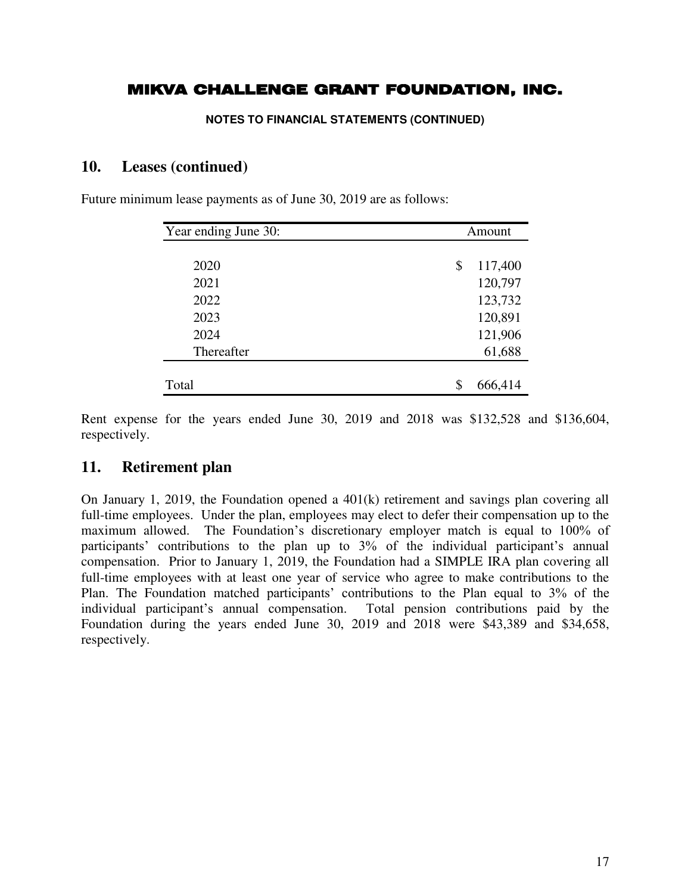# MIKVA CHALLENGE GRANT FOUNDATION, INC.

**NOTES TO FINANCIAL STATEMENTS (CONTINUED)**

## 10. Leases (continued)

Future minimum lease payments as of June 30, 2019 are as follows:

| Year ending June 30: | Amount |
|---|---|
| 2020 | $ 117,400 |
| 2021 | 120,797 |
| 2022 | 123,732 |
| 2023 | 120,891 |
| 2024 | 121,906 |
| Thereafter | 61,688 |
| Total | $ 666,414 |

Rent expense for the years ended June 30, 2019 and 2018 was $132,528 and $136,604, respectively.

## 11. Retirement plan

On January 1, 2019, the Foundation opened a 401(k) retirement and savings plan covering all full-time employees. Under the plan, employees may elect to defer their compensation up to the maximum allowed. The Foundation's discretionary employer match is equal to 100% of participants' contributions to the plan up to 3% of the individual participant's annual compensation. Prior to January 1, 2019, the Foundation had a SIMPLE IRA plan covering all full-time employees with at least one year of service who agree to make contributions to the Plan. The Foundation matched participants' contributions to the Plan equal to 3% of the individual participant's annual compensation. Total pension contributions paid by the Foundation during the years ended June 30, 2019 and 2018 were $43,389 and $34,658, respectively.